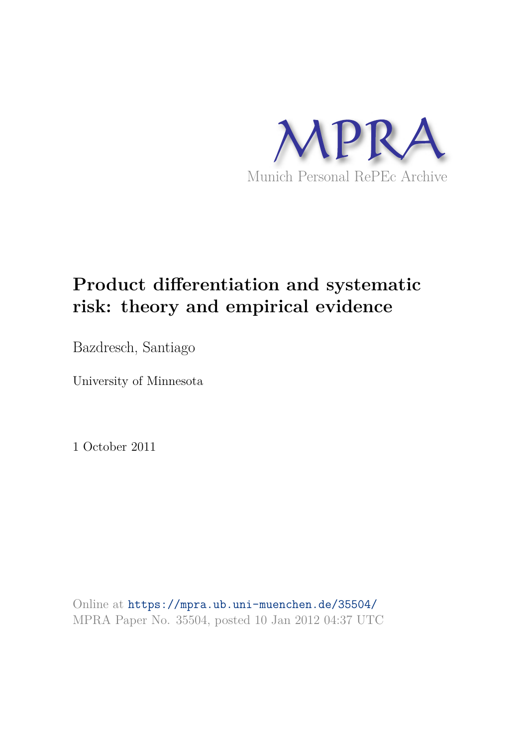# MPRA

Munich Personal RePEc Archive

# Product differentiation and systematic risk: theory and empirical evidence

Bazdresch, Santiago

University of Minnesota

1 October 2011

Online at https://mpra.ub.uni-muenchen.de/35504/
MPRA Paper No. 35504, posted 10 Jan 2012 04:37 UTC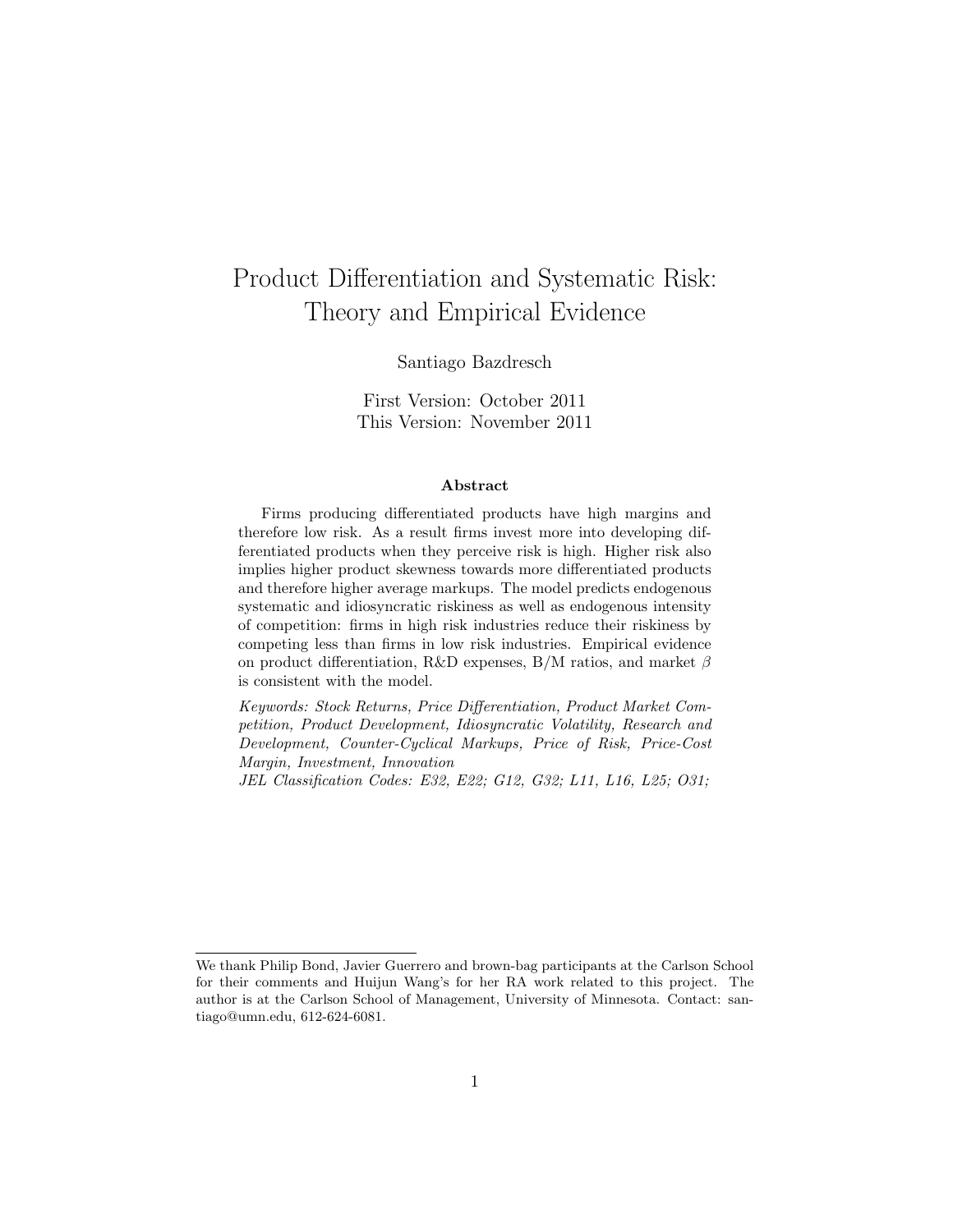# Product Differentiation and Systematic Risk: Theory and Empirical Evidence

Santiago Bazdresch

First Version: October 2011
This Version: November 2011

### Abstract

Firms producing differentiated products have high margins and therefore low risk. As a result firms invest more into developing differentiated products when they perceive risk is high. Higher risk also implies higher product skewness towards more differentiated products and therefore higher average markups. The model predicts endogenous systematic and idiosyncratic riskiness as well as endogenous intensity of competition: firms in high risk industries reduce their riskiness by competing less than firms in low risk industries. Empirical evidence on product differentiation, R&D expenses, B/M ratios, and market $\beta$ is consistent with the model.

*Keywords: Stock Returns, Price Differentiation, Product Market Competition, Product Development, Idiosyncratic Volatility, Research and Development, Counter-Cyclical Markups, Price of Risk, Price-Cost Margin, Investment, Innovation*

*JEL Classification Codes: E32, E22; G12, G32; L11, L16, L25; O31;*

---

We thank Philip Bond, Javier Guerrero and brown-bag participants at the Carlson School for their comments and Huijun Wang's for her RA work related to this project. The author is at the Carlson School of Management, University of Minnesota. Contact: santiago@umn.edu, 612-624-6081.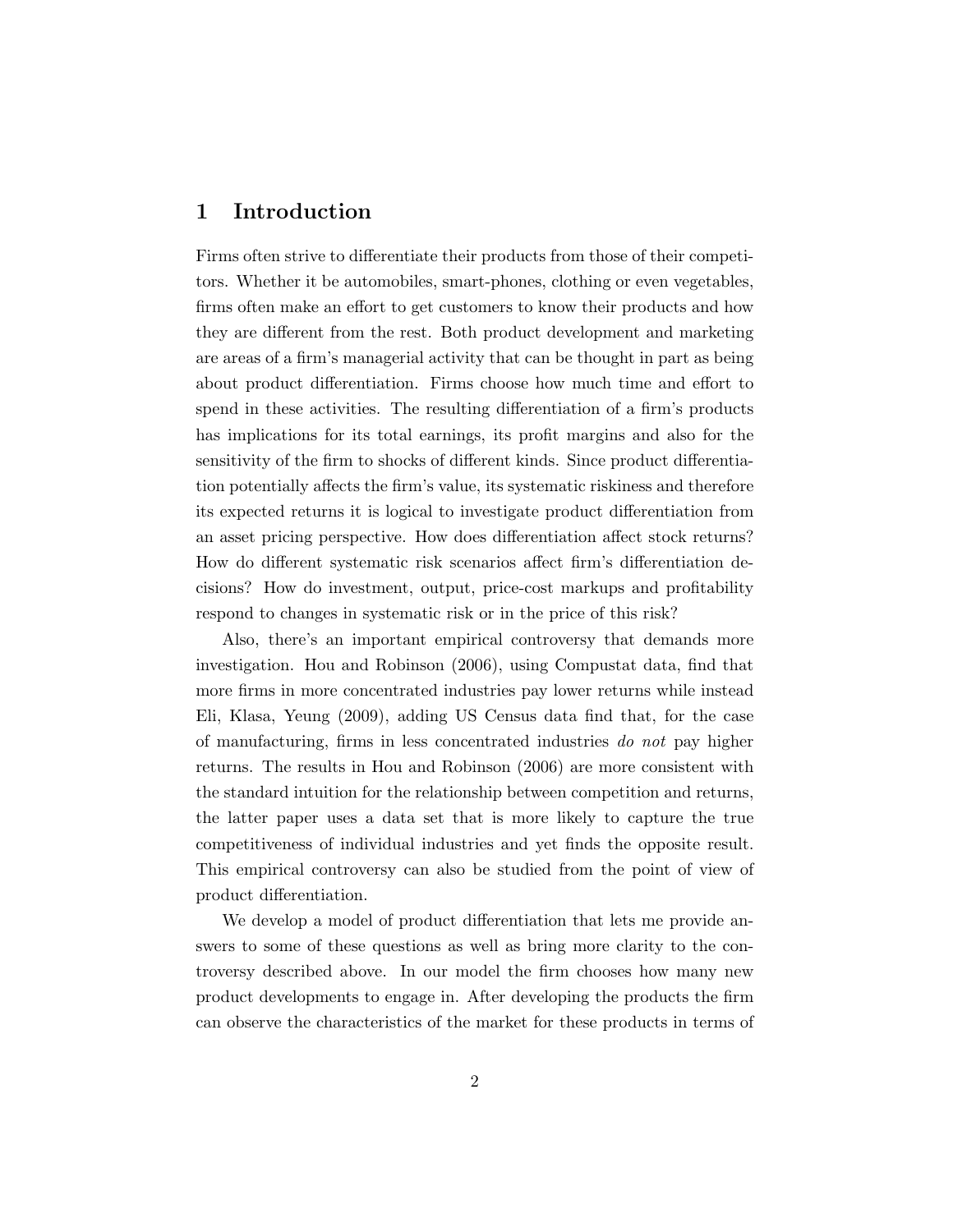# 1 Introduction

Firms often strive to differentiate their products from those of their competitors. Whether it be automobiles, smart-phones, clothing or even vegetables, firms often make an effort to get customers to know their products and how they are different from the rest. Both product development and marketing are areas of a firm's managerial activity that can be thought in part as being about product differentiation. Firms choose how much time and effort to spend in these activities. The resulting differentiation of a firm's products has implications for its total earnings, its profit margins and also for the sensitivity of the firm to shocks of different kinds. Since product differentiation potentially affects the firm's value, its systematic riskiness and therefore its expected returns it is logical to investigate product differentiation from an asset pricing perspective. How does differentiation affect stock returns? How do different systematic risk scenarios affect firm's differentiation decisions? How do investment, output, price-cost markups and profitability respond to changes in systematic risk or in the price of this risk?

Also, there's an important empirical controversy that demands more investigation. Hou and Robinson (2006), using Compustat data, find that more firms in more concentrated industries pay lower returns while instead Eli, Klasa, Yeung (2009), adding US Census data find that, for the case of manufacturing, firms in less concentrated industries *do not* pay higher returns. The results in Hou and Robinson (2006) are more consistent with the standard intuition for the relationship between competition and returns, the latter paper uses a data set that is more likely to capture the true competitiveness of individual industries and yet finds the opposite result. This empirical controversy can also be studied from the point of view of product differentiation.

We develop a model of product differentiation that lets me provide answers to some of these questions as well as bring more clarity to the controversy described above. In our model the firm chooses how many new product developments to engage in. After developing the products the firm can observe the characteristics of the market for these products in terms of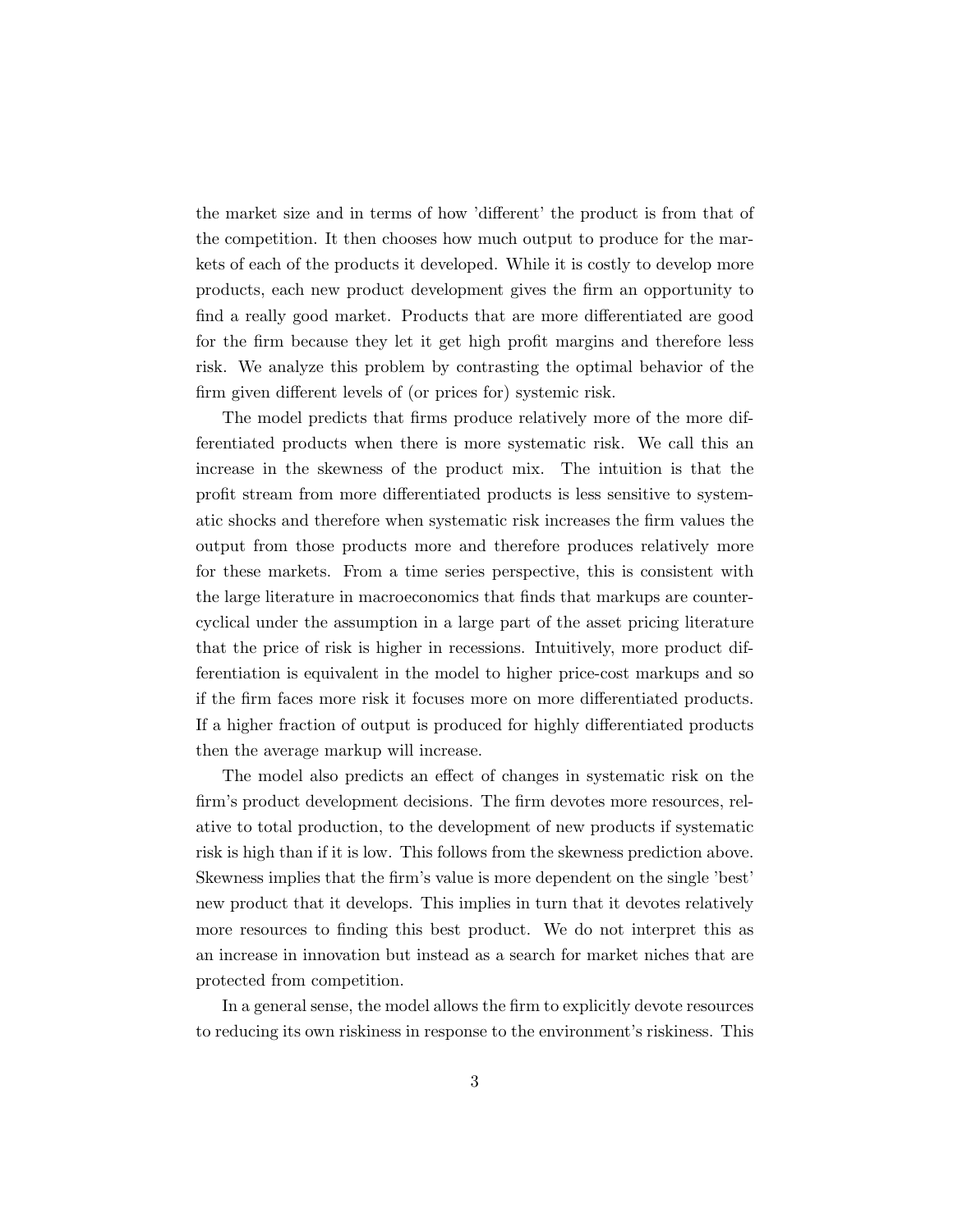the market size and in terms of how 'different' the product is from that of the competition. It then chooses how much output to produce for the markets of each of the products it developed. While it is costly to develop more products, each new product development gives the firm an opportunity to find a really good market. Products that are more differentiated are good for the firm because they let it get high profit margins and therefore less risk. We analyze this problem by contrasting the optimal behavior of the firm given different levels of (or prices for) systemic risk.

The model predicts that firms produce relatively more of the more differentiated products when there is more systematic risk. We call this an increase in the skewness of the product mix. The intuition is that the profit stream from more differentiated products is less sensitive to systematic shocks and therefore when systematic risk increases the firm values the output from those products more and therefore produces relatively more for these markets. From a time series perspective, this is consistent with the large literature in macroeconomics that finds that markups are countercyclical under the assumption in a large part of the asset pricing literature that the price of risk is higher in recessions. Intuitively, more product differentiation is equivalent in the model to higher price-cost markups and so if the firm faces more risk it focuses more on more differentiated products. If a higher fraction of output is produced for highly differentiated products then the average markup will increase.

The model also predicts an effect of changes in systematic risk on the firm's product development decisions. The firm devotes more resources, relative to total production, to the development of new products if systematic risk is high than if it is low. This follows from the skewness prediction above. Skewness implies that the firm's value is more dependent on the single 'best' new product that it develops. This implies in turn that it devotes relatively more resources to finding this best product. We do not interpret this as an increase in innovation but instead as a search for market niches that are protected from competition.

In a general sense, the model allows the firm to explicitly devote resources to reducing its own riskiness in response to the environment's riskiness. This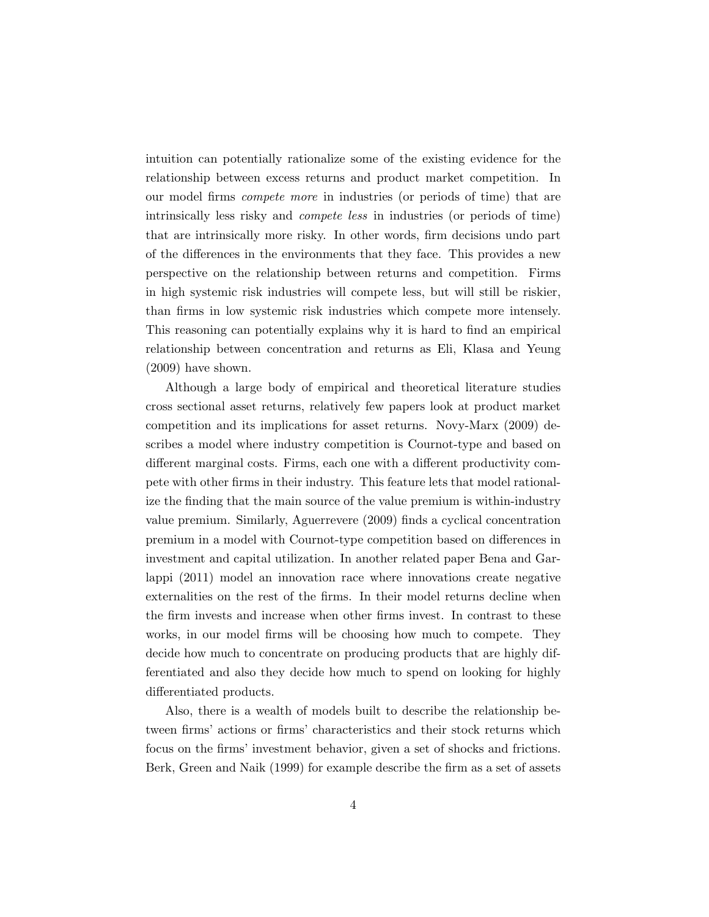intuition can potentially rationalize some of the existing evidence for the relationship between excess returns and product market competition. In our model firms *compete more* in industries (or periods of time) that are intrinsically less risky and *compete less* in industries (or periods of time) that are intrinsically more risky. In other words, firm decisions undo part of the differences in the environments that they face. This provides a new perspective on the relationship between returns and competition. Firms in high systemic risk industries will compete less, but will still be riskier, than firms in low systemic risk industries which compete more intensely. This reasoning can potentially explains why it is hard to find an empirical relationship between concentration and returns as Eli, Klasa and Yeung (2009) have shown.

Although a large body of empirical and theoretical literature studies cross sectional asset returns, relatively few papers look at product market competition and its implications for asset returns. Novy-Marx (2009) describes a model where industry competition is Cournot-type and based on different marginal costs. Firms, each one with a different productivity compete with other firms in their industry. This feature lets that model rationalize the finding that the main source of the value premium is within-industry value premium. Similarly, Aguerrevere (2009) finds a cyclical concentration premium in a model with Cournot-type competition based on differences in investment and capital utilization. In another related paper Bena and Garlappi (2011) model an innovation race where innovations create negative externalities on the rest of the firms. In their model returns decline when the firm invests and increase when other firms invest. In contrast to these works, in our model firms will be choosing how much to compete. They decide how much to concentrate on producing products that are highly differentiated and also they decide how much to spend on looking for highly differentiated products.

Also, there is a wealth of models built to describe the relationship between firms' actions or firms' characteristics and their stock returns which focus on the firms' investment behavior, given a set of shocks and frictions. Berk, Green and Naik (1999) for example describe the firm as a set of assets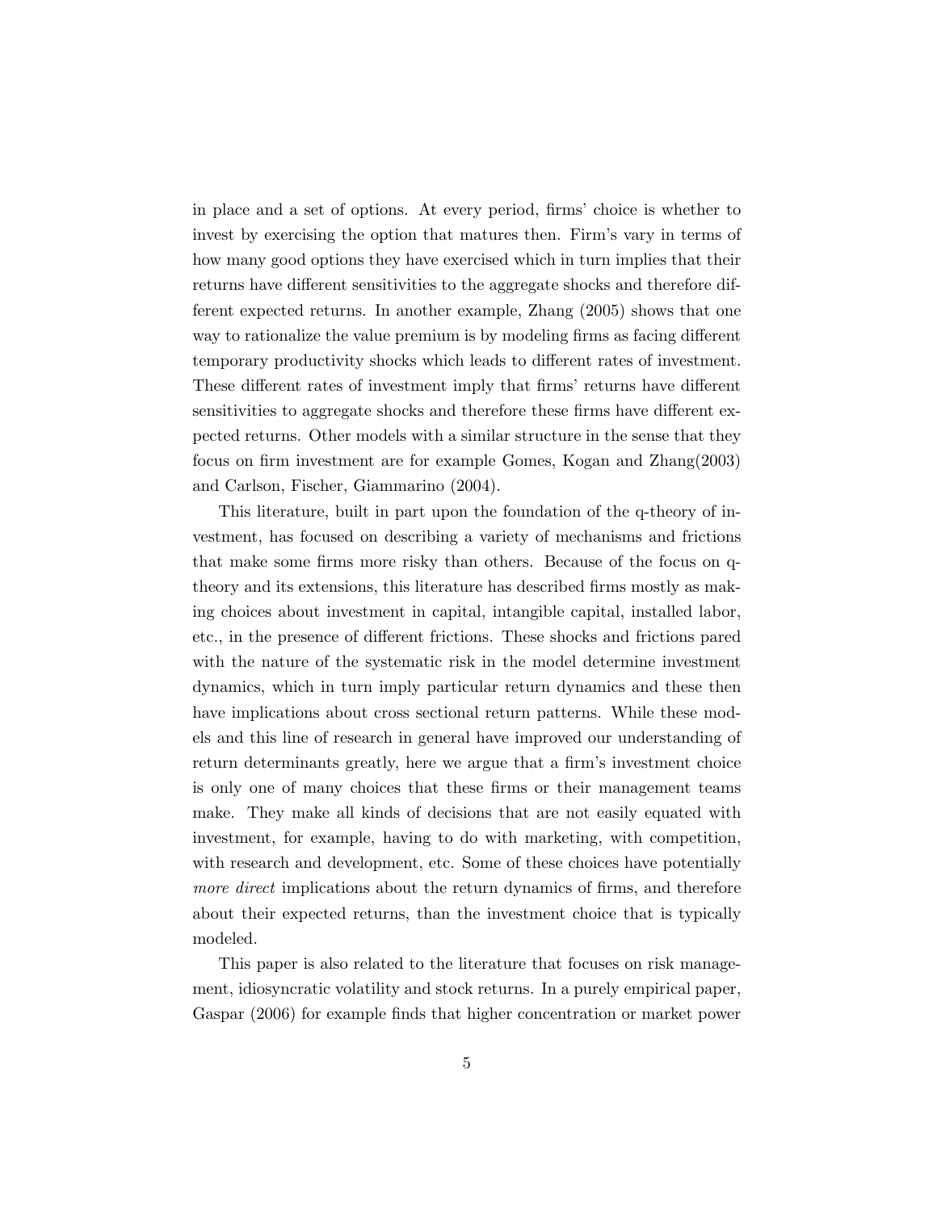in place and a set of options. At every period, firms' choice is whether to invest by exercising the option that matures then. Firm's vary in terms of how many good options they have exercised which in turn implies that their returns have different sensitivities to the aggregate shocks and therefore different expected returns. In another example, Zhang (2005) shows that one way to rationalize the value premium is by modeling firms as facing different temporary productivity shocks which leads to different rates of investment. These different rates of investment imply that firms' returns have different sensitivities to aggregate shocks and therefore these firms have different expected returns. Other models with a similar structure in the sense that they focus on firm investment are for example Gomes, Kogan and Zhang(2003) and Carlson, Fischer, Giammarino (2004).

This literature, built in part upon the foundation of the q-theory of investment, has focused on describing a variety of mechanisms and frictions that make some firms more risky than others. Because of the focus on q-theory and its extensions, this literature has described firms mostly as making choices about investment in capital, intangible capital, installed labor, etc., in the presence of different frictions. These shocks and frictions pared with the nature of the systematic risk in the model determine investment dynamics, which in turn imply particular return dynamics and these then have implications about cross sectional return patterns. While these models and this line of research in general have improved our understanding of return determinants greatly, here we argue that a firm's investment choice is only one of many choices that these firms or their management teams make. They make all kinds of decisions that are not easily equated with investment, for example, having to do with marketing, with competition, with research and development, etc. Some of these choices have potentially *more direct* implications about the return dynamics of firms, and therefore about their expected returns, than the investment choice that is typically modeled.

This paper is also related to the literature that focuses on risk management, idiosyncratic volatility and stock returns. In a purely empirical paper, Gaspar (2006) for example finds that higher concentration or market power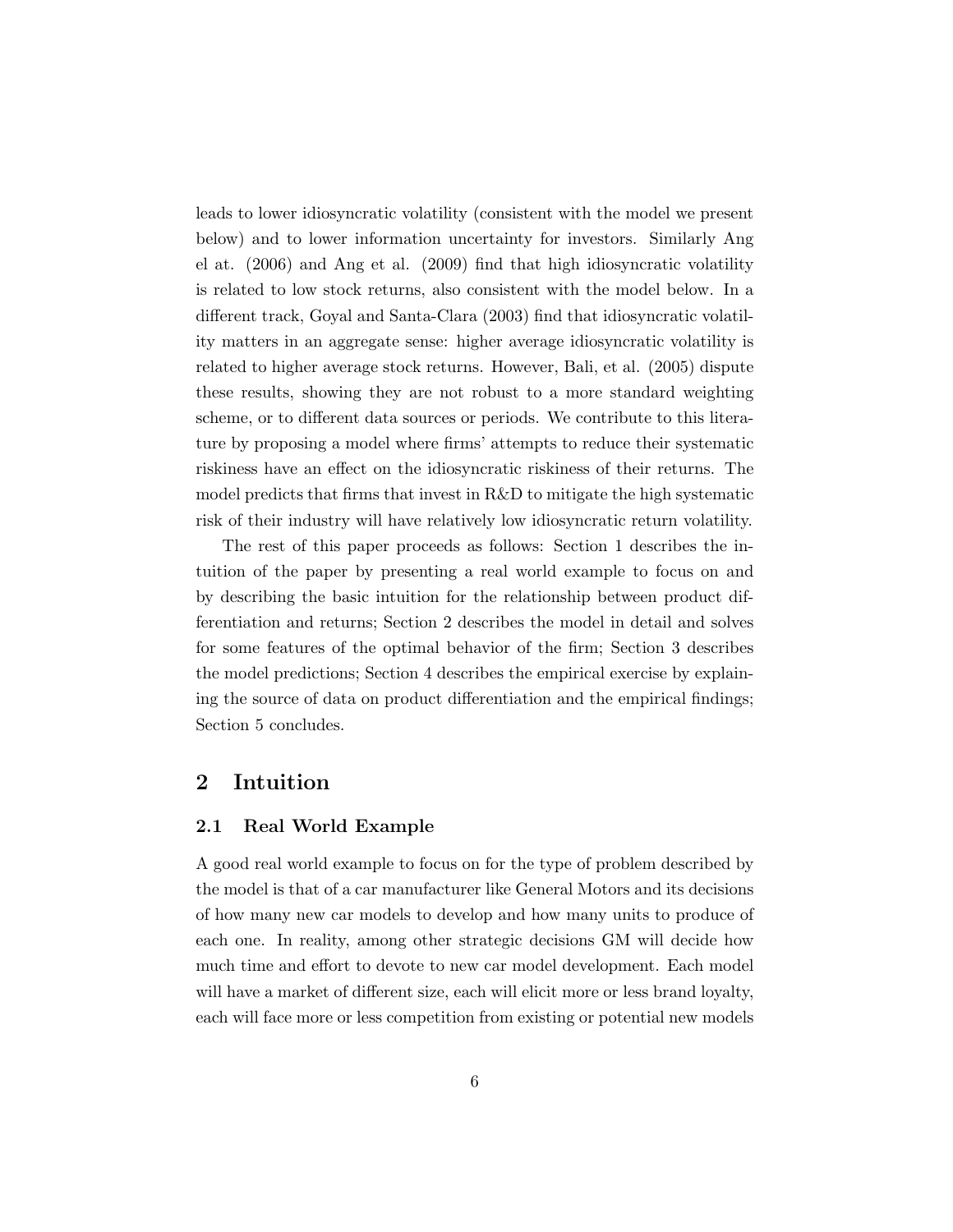leads to lower idiosyncratic volatility (consistent with the model we present below) and to lower information uncertainty for investors. Similarly Ang el at. (2006) and Ang et al. (2009) find that high idiosyncratic volatility is related to low stock returns, also consistent with the model below. In a different track, Goyal and Santa-Clara (2003) find that idiosyncratic volatility matters in an aggregate sense: higher average idiosyncratic volatility is related to higher average stock returns. However, Bali, et al. (2005) dispute these results, showing they are not robust to a more standard weighting scheme, or to different data sources or periods. We contribute to this literature by proposing a model where firms' attempts to reduce their systematic riskiness have an effect on the idiosyncratic riskiness of their returns. The model predicts that firms that invest in R&D to mitigate the high systematic risk of their industry will have relatively low idiosyncratic return volatility.

The rest of this paper proceeds as follows: Section 1 describes the intuition of the paper by presenting a real world example to focus on and by describing the basic intuition for the relationship between product differentiation and returns; Section 2 describes the model in detail and solves for some features of the optimal behavior of the firm; Section 3 describes the model predictions; Section 4 describes the empirical exercise by explaining the source of data on product differentiation and the empirical findings; Section 5 concludes.

## 2 Intuition

### 2.1 Real World Example

A good real world example to focus on for the type of problem described by the model is that of a car manufacturer like General Motors and its decisions of how many new car models to develop and how many units to produce of each one. In reality, among other strategic decisions GM will decide how much time and effort to devote to new car model development. Each model will have a market of different size, each will elicit more or less brand loyalty, each will face more or less competition from existing or potential new models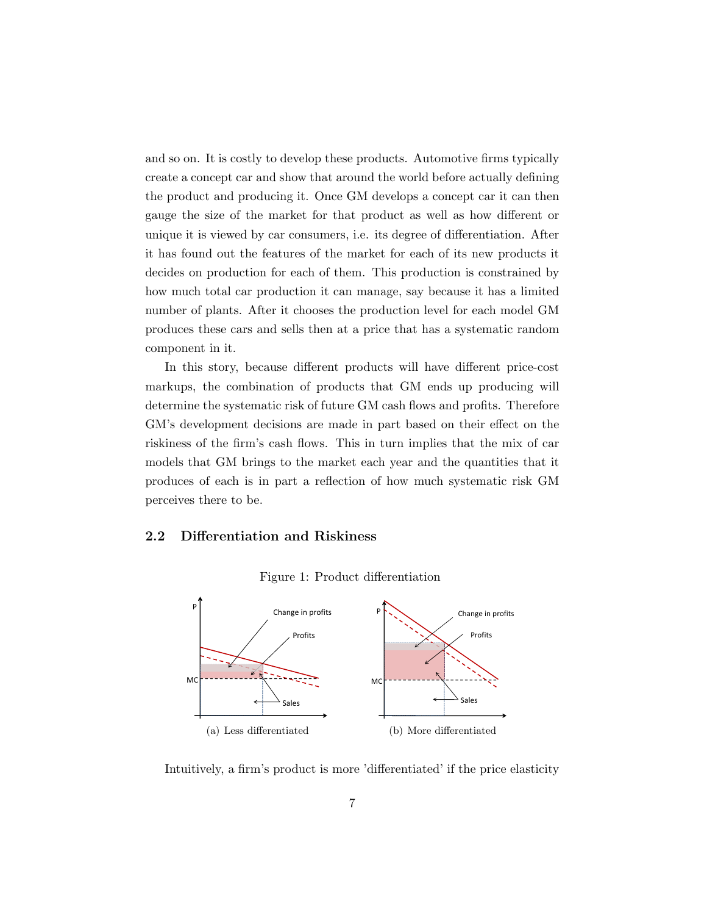and so on. It is costly to develop these products. Automotive firms typically create a concept car and show that around the world before actually defining the product and producing it. Once GM develops a concept car it can then gauge the size of the market for that product as well as how different or unique it is viewed by car consumers, i.e. its degree of differentiation. After it has found out the features of the market for each of its new products it decides on production for each of them. This production is constrained by how much total car production it can manage, say because it has a limited number of plants. After it chooses the production level for each model GM produces these cars and sells then at a price that has a systematic random component in it.

In this story, because different products will have different price-cost markups, the combination of products that GM ends up producing will determine the systematic risk of future GM cash flows and profits. Therefore GM's development decisions are made in part based on their effect on the riskiness of the firm's cash flows. This in turn implies that the mix of car models that GM brings to the market each year and the quantities that it produces of each is in part a reflection of how much systematic risk GM perceives there to be.

## 2.2 Differentiation and Riskiness

Figure 1: Product differentiation

(a) Less differentiated

(b) More differentiated

Intuitively, a firm's product is more 'differentiated' if the price elasticity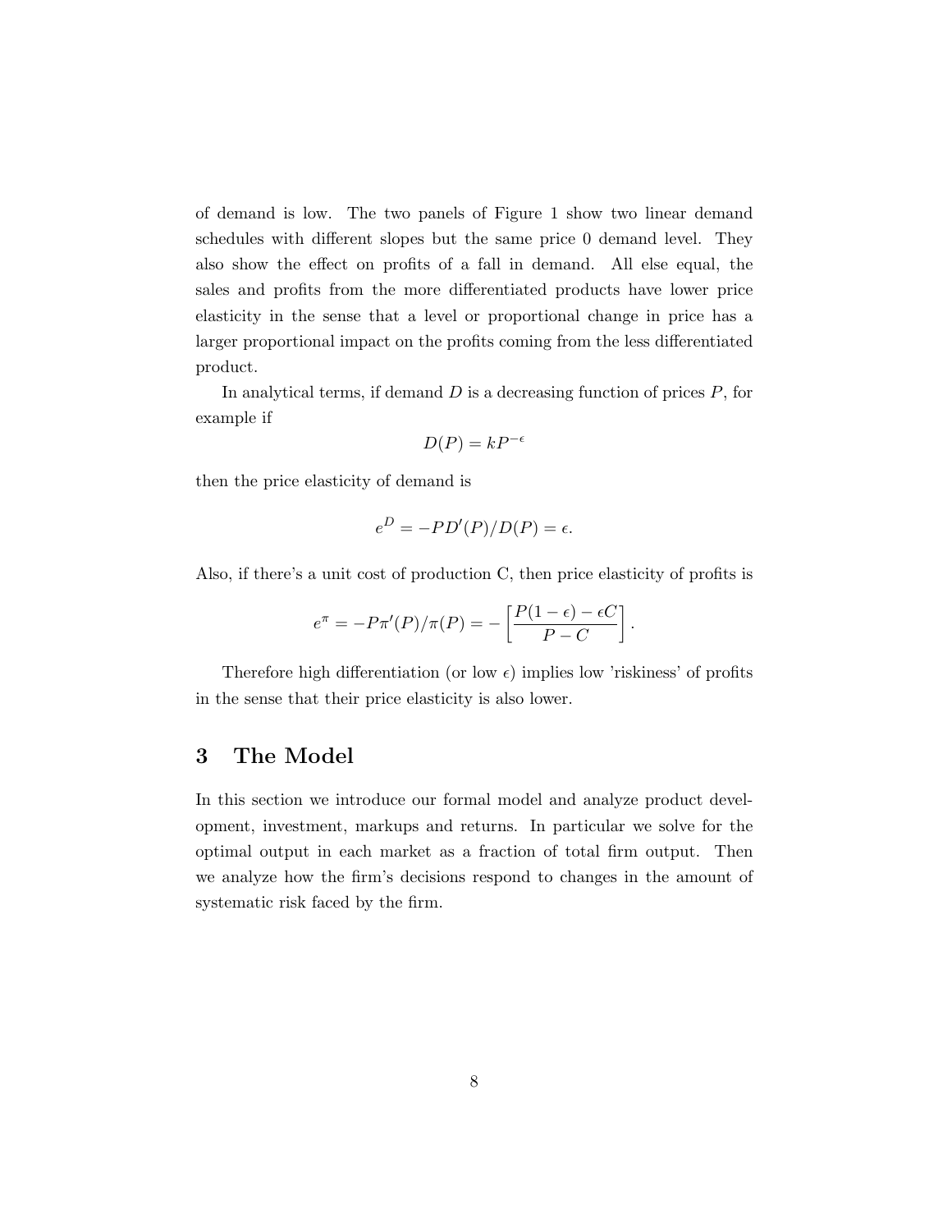of demand is low. The two panels of Figure 1 show two linear demand schedules with different slopes but the same price 0 demand level. They also show the effect on profits of a fall in demand. All else equal, the sales and profits from the more differentiated products have lower price elasticity in the sense that a level or proportional change in price has a larger proportional impact on the profits coming from the less differentiated product.

In analytical terms, if demand $D$ is a decreasing function of prices $P$, for example if

$$D(P) = kP^{-\epsilon}$$

then the price elasticity of demand is

$$e^D = -PD'(P)/D(P) = \epsilon.$$

Also, if there's a unit cost of production C, then price elasticity of profits is

$$e^{\pi} = -P\pi'(P)/\pi(P) = -\left[\frac{P(1-\epsilon) - \epsilon C}{P - C}\right].$$

Therefore high differentiation (or low $\epsilon$) implies low 'riskiness' of profits in the sense that their price elasticity is also lower.

## 3 The Model

In this section we introduce our formal model and analyze product development, investment, markups and returns. In particular we solve for the optimal output in each market as a fraction of total firm output. Then we analyze how the firm's decisions respond to changes in the amount of systematic risk faced by the firm.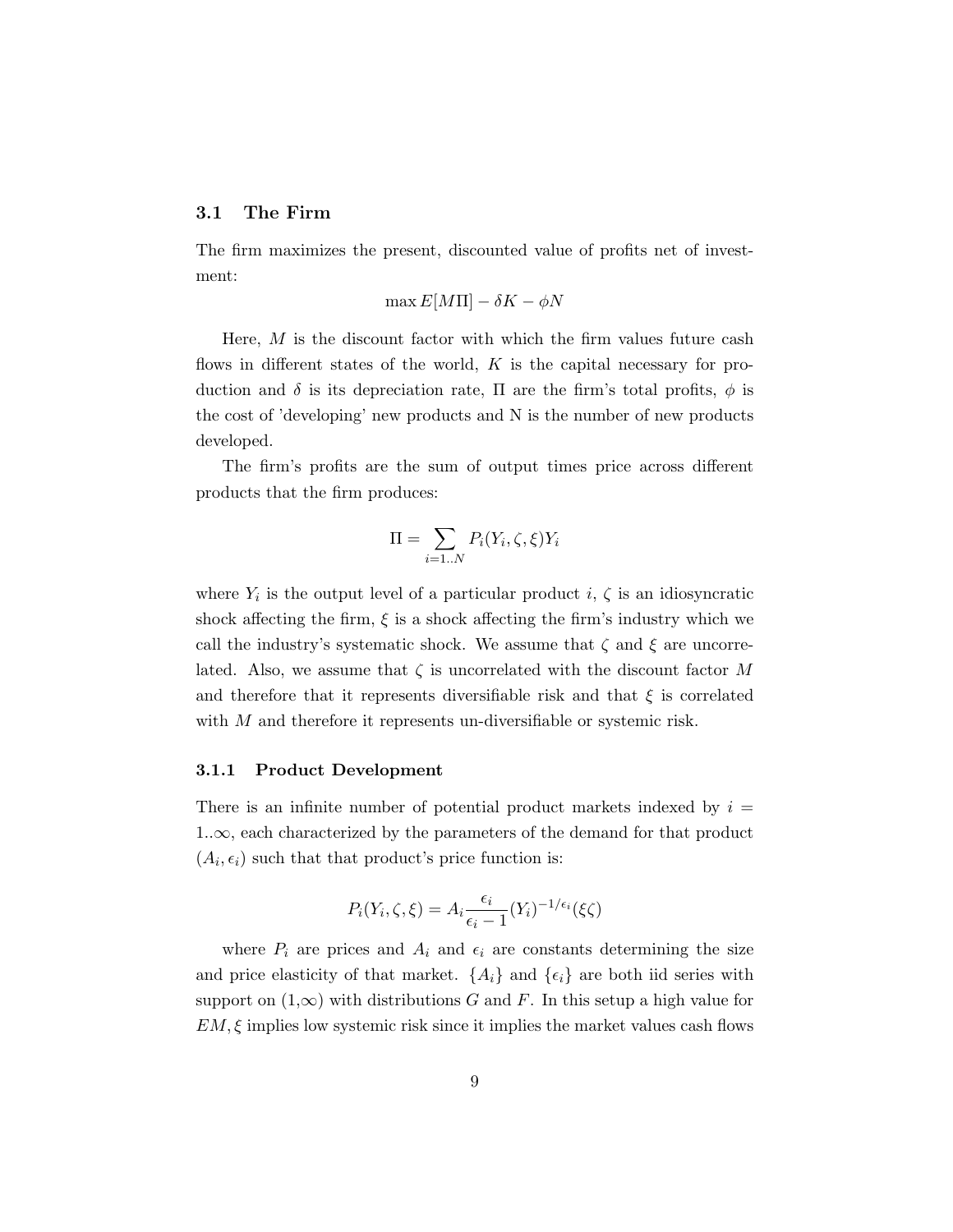### 3.1 The Firm

The firm maximizes the present, discounted value of profits net of investment:

$$\max E[M\Pi] - \delta K - \phi N$$

Here, $M$ is the discount factor with which the firm values future cash flows in different states of the world, $K$ is the capital necessary for production and $\delta$ is its depreciation rate, $\Pi$ are the firm's total profits, $\phi$ is the cost of 'developing' new products and N is the number of new products developed.

The firm's profits are the sum of output times price across different products that the firm produces:

$$\Pi = \sum_{i=1..N} P_i(Y_i, \zeta, \xi) Y_i$$

where $Y_i$ is the output level of a particular product $i$, $\zeta$ is an idiosyncratic shock affecting the firm, $\xi$ is a shock affecting the firm's industry which we call the industry's systematic shock. We assume that $\zeta$ and $\xi$ are uncorrelated. Also, we assume that $\zeta$ is uncorrelated with the discount factor $M$ and therefore that it represents diversifiable risk and that $\xi$ is correlated with $M$ and therefore it represents un-diversifiable or systemic risk.

#### 3.1.1 Product Development

There is an infinite number of potential product markets indexed by $i = 1..\infty$, each characterized by the parameters of the demand for that product $(A_i, \epsilon_i)$ such that that product's price function is:

$$P_i(Y_i, \zeta, \xi) = A_i \frac{\epsilon_i}{\epsilon_i - 1} (Y_i)^{-1/\epsilon_i} (\xi \zeta)$$

where $P_i$ are prices and $A_i$ and $\epsilon_i$ are constants determining the size and price elasticity of that market. $\{A_i\}$ and $\{\epsilon_i\}$ are both iid series with support on $(1,\infty)$ with distributions $G$ and $F$. In this setup a high value for $EM, \xi$ implies low systemic risk since it implies the market values cash flows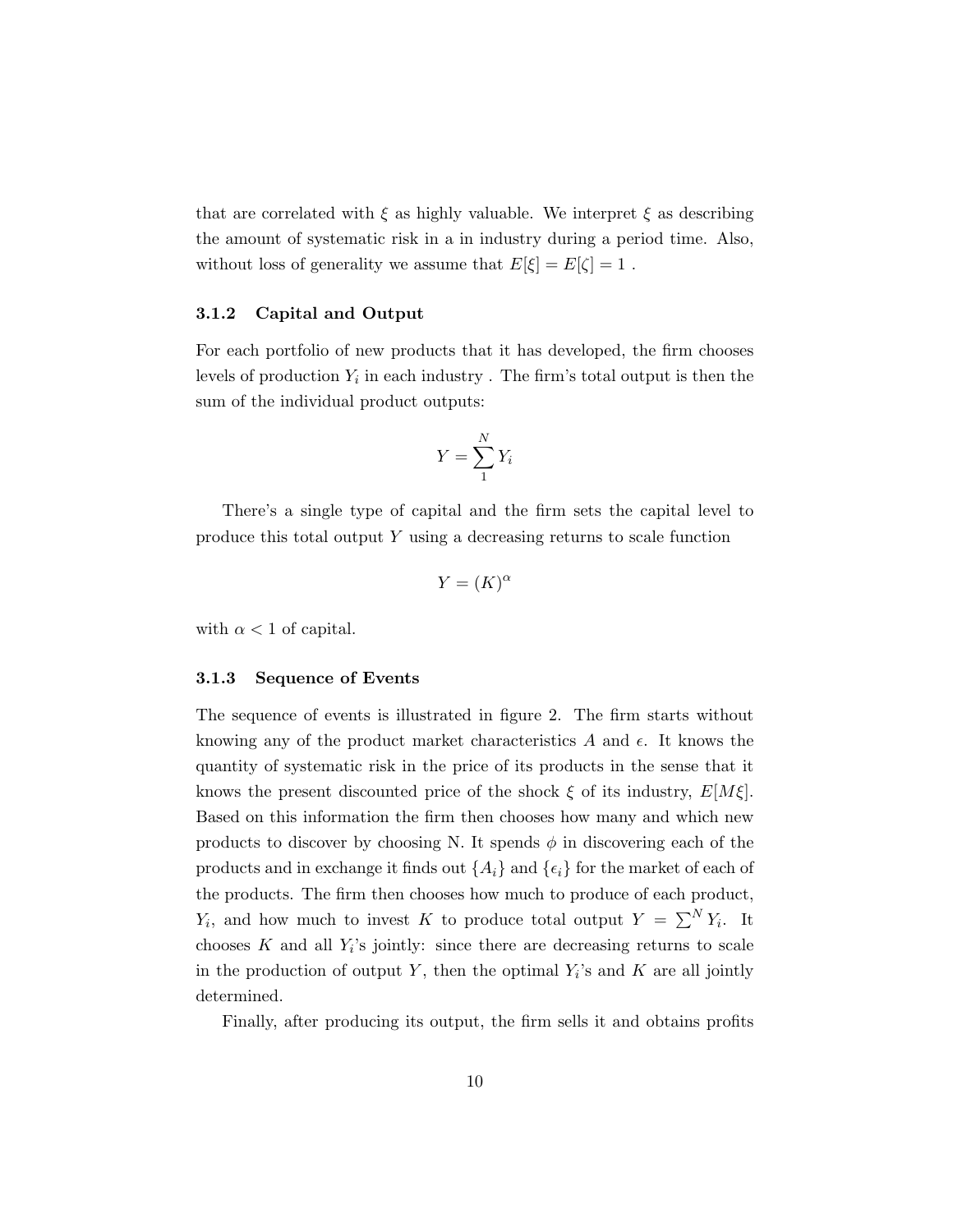that are correlated with $\xi$ as highly valuable. We interpret $\xi$ as describing the amount of systematic risk in a in industry during a period time. Also, without loss of generality we assume that $E[\xi] = E[\zeta] = 1$ .

### 3.1.2 Capital and Output

For each portfolio of new products that it has developed, the firm chooses levels of production $Y_i$ in each industry . The firm's total output is then the sum of the individual product outputs:

$$Y = \sum_{1}^{N} Y_i$$

There's a single type of capital and the firm sets the capital level to produce this total output $Y$ using a decreasing returns to scale function

$$Y = (K)^{\alpha}$$

with $\alpha < 1$ of capital.

### 3.1.3 Sequence of Events

The sequence of events is illustrated in figure 2. The firm starts without knowing any of the product market characteristics $A$ and $\epsilon$. It knows the quantity of systematic risk in the price of its products in the sense that it knows the present discounted price of the shock $\xi$ of its industry, $E[M\xi]$. Based on this information the firm then chooses how many and which new products to discover by choosing N. It spends $\phi$ in discovering each of the products and in exchange it finds out $\{A_i\}$ and $\{\epsilon_i\}$ for the market of each of the products. The firm then chooses how much to produce of each product, $Y_i$, and how much to invest $K$ to produce total output $Y = \sum^{N} Y_i$. It chooses $K$ and all $Y_i$'s jointly: since there are decreasing returns to scale in the production of output $Y$, then the optimal $Y_i$'s and $K$ are all jointly determined.

Finally, after producing its output, the firm sells it and obtains profits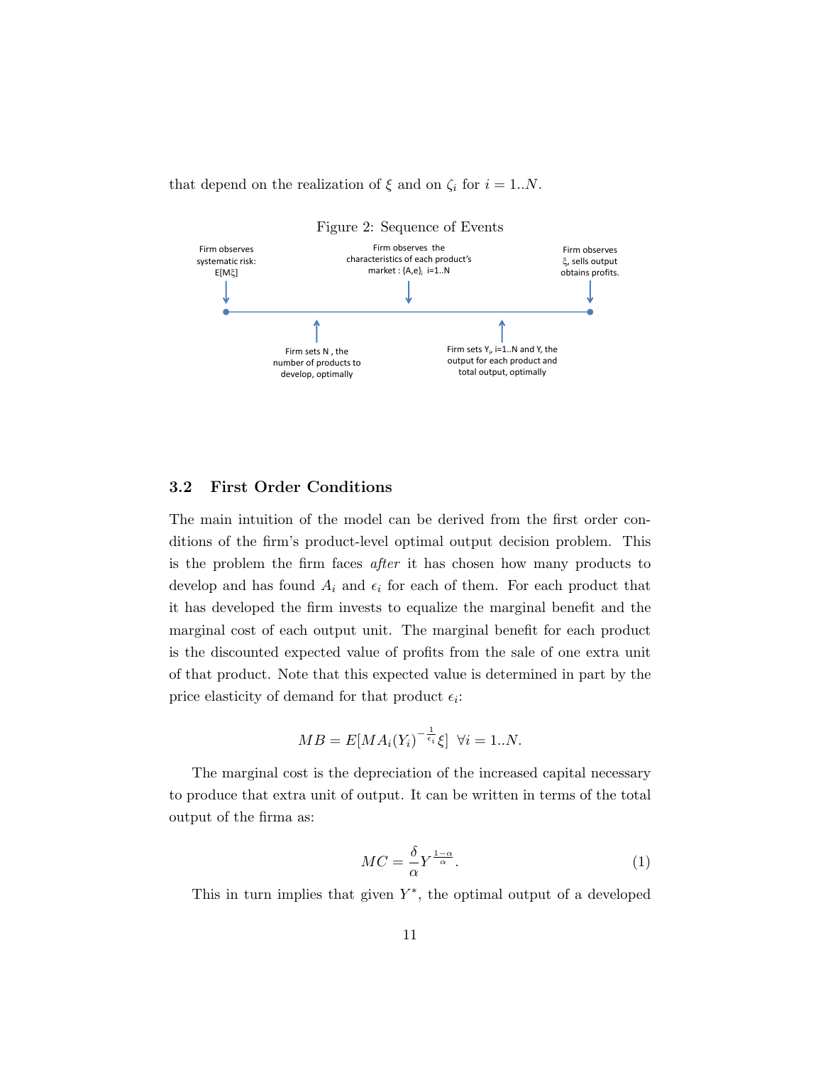that depend on the realization of $\xi$ and on $\zeta_i$ for $i = 1..N$.

Figure 2: Sequence of Events

Firm observes systematic risk: $E[M\xi]$

Firm sets N , the number of products to develop, optimally

Firm observes the characteristics of each product's market : $\{A,e\}_i$ i=1..N

Firm sets $Y_i$, i=1..N and Y, the output for each product and total output, optimally

Firm observes $\xi$, sells output obtains profits.

### 3.2 First Order Conditions

The main intuition of the model can be derived from the first order conditions of the firm's product-level optimal output decision problem. This is the problem the firm faces *after* it has chosen how many products to develop and has found $A_i$ and $\epsilon_i$ for each of them. For each product that it has developed the firm invests to equalize the marginal benefit and the marginal cost of each output unit. The marginal benefit for each product is the discounted expected value of profits from the sale of one extra unit of that product. Note that this expected value is determined in part by the price elasticity of demand for that product $\epsilon_i$:

$$MB = E[MA_i(Y_i)^{-\frac{1}{\epsilon_i}}\xi] \;\; \forall i = 1..N.$$

The marginal cost is the depreciation of the increased capital necessary to produce that extra unit of output. It can be written in terms of the total output of the firma as:

$$MC = \frac{\delta}{\alpha} Y^{\frac{1-\alpha}{\alpha}}. \tag{1}$$

This in turn implies that given $Y^*$, the optimal output of a developed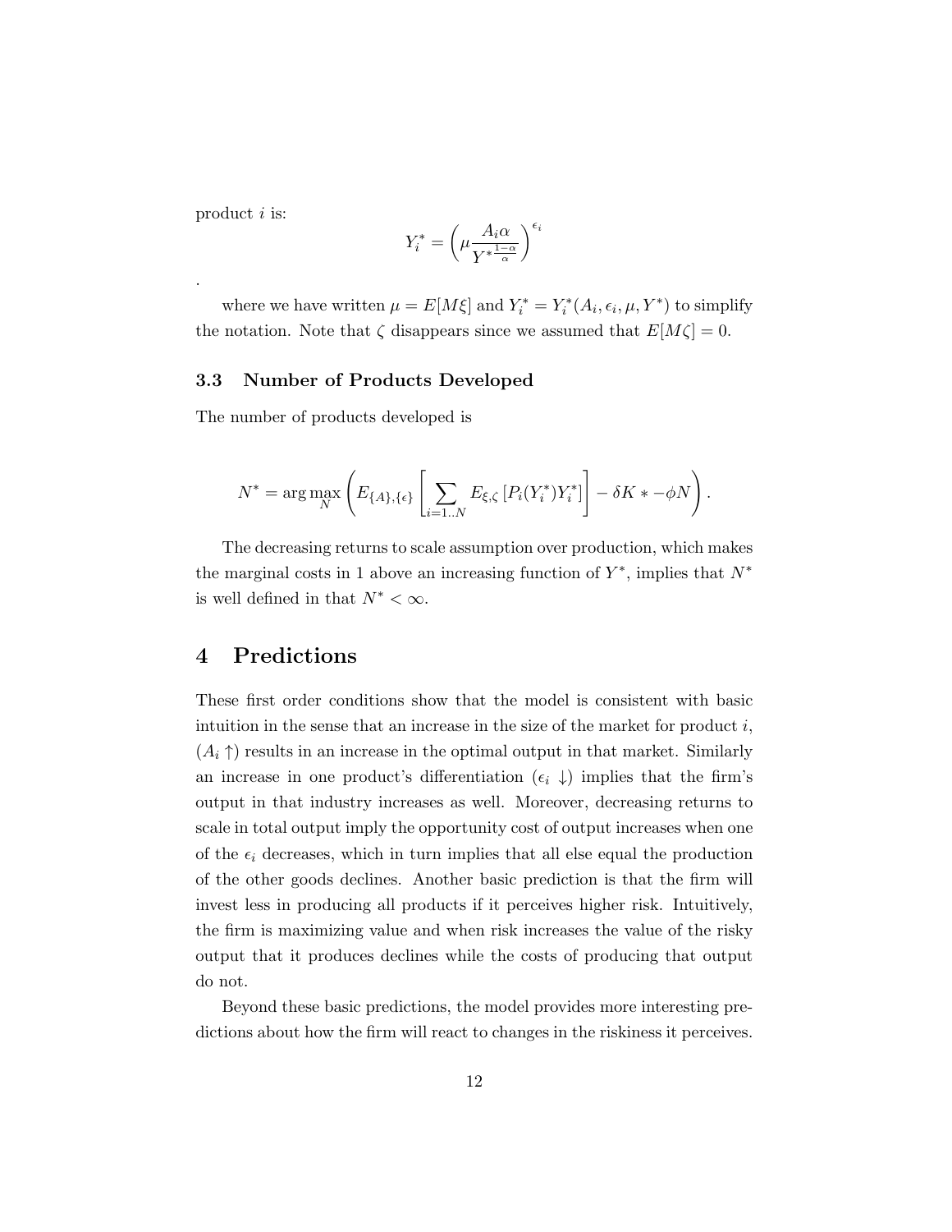product $i$ is:

$$Y_i^* = \left( \mu \frac{A_i \alpha}{Y^{*\frac{1-\alpha}{\alpha}}} \right)^{\epsilon_i}$$

.

where we have written $\mu = E[M\xi]$ and $Y_i^* = Y_i^*(A_i, \epsilon_i, \mu, Y^*)$ to simplify the notation. Note that $\zeta$ disappears since we assumed that $E[M\zeta] = 0$.

### 3.3 Number of Products Developed

The number of products developed is

$$N^* = \arg\max_N \left( E_{\{A\},\{\epsilon\}} \left[ \sum_{i=1..N} E_{\xi,\zeta} \left[ P_i(Y_i^*) Y_i^* \right] \right] - \delta K * - \phi N \right).$$

The decreasing returns to scale assumption over production, which makes the marginal costs in 1 above an increasing function of $Y^*$, implies that $N^*$ is well defined in that $N^* < \infty$.

## 4 Predictions

These first order conditions show that the model is consistent with basic intuition in the sense that an increase in the size of the market for product $i$, ($A_i \uparrow$) results in an increase in the optimal output in that market. Similarly an increase in one product's differentiation ($\epsilon_i \downarrow$) implies that the firm's output in that industry increases as well. Moreover, decreasing returns to scale in total output imply the opportunity cost of output increases when one of the $\epsilon_i$ decreases, which in turn implies that all else equal the production of the other goods declines. Another basic prediction is that the firm will invest less in producing all products if it perceives higher risk. Intuitively, the firm is maximizing value and when risk increases the value of the risky output that it produces declines while the costs of producing that output do not.

Beyond these basic predictions, the model provides more interesting predictions about how the firm will react to changes in the riskiness it perceives.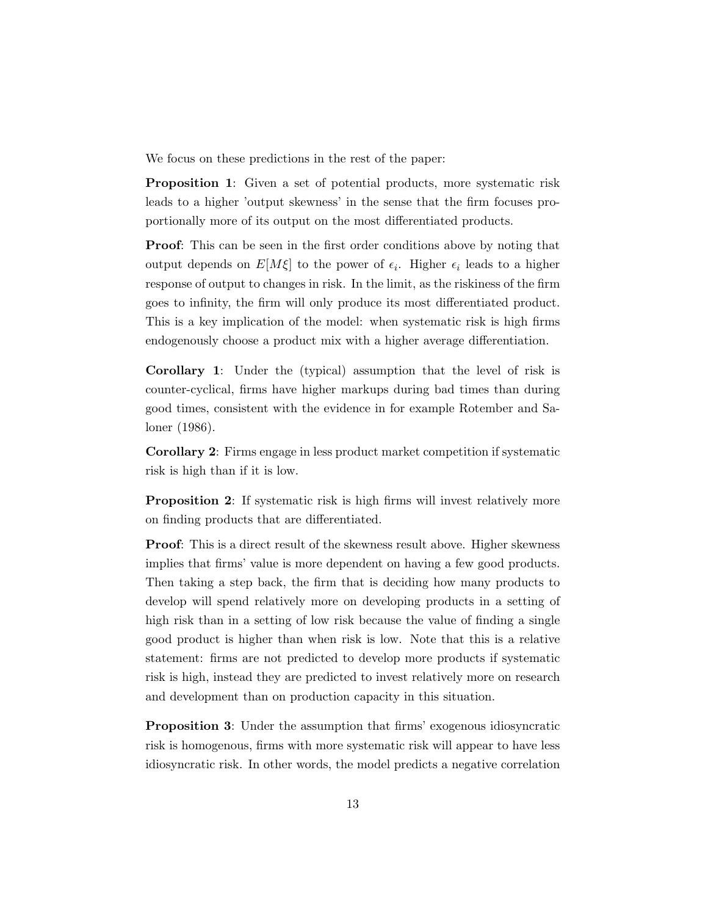We focus on these predictions in the rest of the paper:

**Proposition 1**: Given a set of potential products, more systematic risk leads to a higher 'output skewness' in the sense that the firm focuses proportionally more of its output on the most differentiated products.

**Proof**: This can be seen in the first order conditions above by noting that output depends on $E[M\xi]$ to the power of $\epsilon_i$. Higher $\epsilon_i$ leads to a higher response of output to changes in risk. In the limit, as the riskiness of the firm goes to infinity, the firm will only produce its most differentiated product. This is a key implication of the model: when systematic risk is high firms endogenously choose a product mix with a higher average differentiation.

**Corollary 1**: Under the (typical) assumption that the level of risk is counter-cyclical, firms have higher markups during bad times than during good times, consistent with the evidence in for example Rotember and Saloner (1986).

**Corollary 2**: Firms engage in less product market competition if systematic risk is high than if it is low.

**Proposition 2**: If systematic risk is high firms will invest relatively more on finding products that are differentiated.

**Proof**: This is a direct result of the skewness result above. Higher skewness implies that firms' value is more dependent on having a few good products. Then taking a step back, the firm that is deciding how many products to develop will spend relatively more on developing products in a setting of high risk than in a setting of low risk because the value of finding a single good product is higher than when risk is low. Note that this is a relative statement: firms are not predicted to develop more products if systematic risk is high, instead they are predicted to invest relatively more on research and development than on production capacity in this situation.

**Proposition 3**: Under the assumption that firms' exogenous idiosyncratic risk is homogenous, firms with more systematic risk will appear to have less idiosyncratic risk. In other words, the model predicts a negative correlation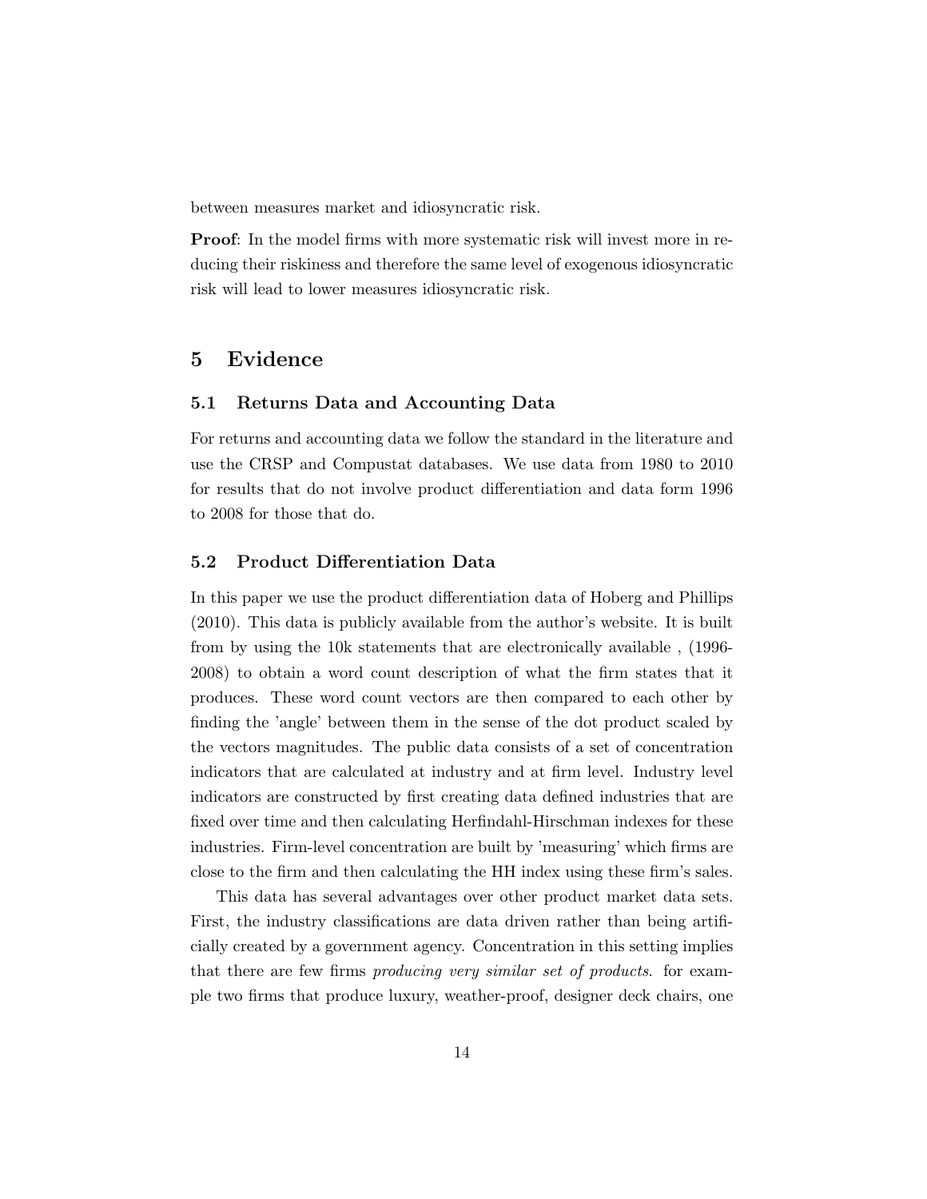between measures market and idiosyncratic risk.

**Proof**: In the model firms with more systematic risk will invest more in reducing their riskiness and therefore the same level of exogenous idiosyncratic risk will lead to lower measures idiosyncratic risk.

## 5 Evidence

### 5.1 Returns Data and Accounting Data

For returns and accounting data we follow the standard in the literature and use the CRSP and Compustat databases. We use data from 1980 to 2010 for results that do not involve product differentiation and data form 1996 to 2008 for those that do.

### 5.2 Product Differentiation Data

In this paper we use the product differentiation data of Hoberg and Phillips (2010). This data is publicly available from the author's website. It is built from by using the 10k statements that are electronically available , (1996-2008) to obtain a word count description of what the firm states that it produces. These word count vectors are then compared to each other by finding the 'angle' between them in the sense of the dot product scaled by the vectors magnitudes. The public data consists of a set of concentration indicators that are calculated at industry and at firm level. Industry level indicators are constructed by first creating data defined industries that are fixed over time and then calculating Herfindahl-Hirschman indexes for these industries. Firm-level concentration are built by 'measuring' which firms are close to the firm and then calculating the HH index using these firm's sales.

This data has several advantages over other product market data sets. First, the industry classifications are data driven rather than being artificially created by a government agency. Concentration in this setting implies that there are few firms *producing very similar set of products*. for example two firms that produce luxury, weather-proof, designer deck chairs, one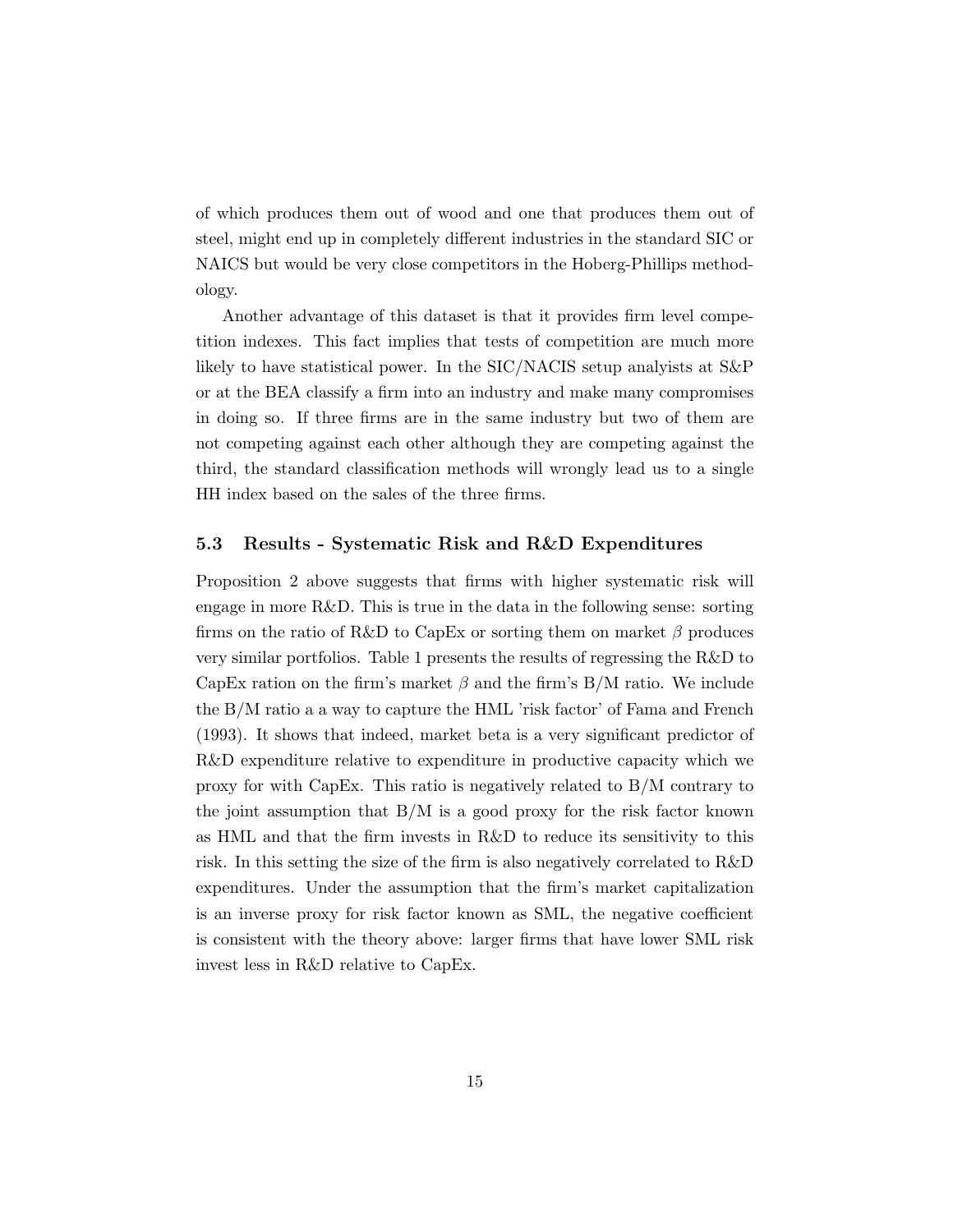of which produces them out of wood and one that produces them out of steel, might end up in completely different industries in the standard SIC or NAICS but would be very close competitors in the Hoberg-Phillips methodology.

Another advantage of this dataset is that it provides firm level competition indexes. This fact implies that tests of competition are much more likely to have statistical power. In the SIC/NACIS setup analyists at S&P or at the BEA classify a firm into an industry and make many compromises in doing so. If three firms are in the same industry but two of them are not competing against each other although they are competing against the third, the standard classification methods will wrongly lead us to a single HH index based on the sales of the three firms.

### 5.3 Results - Systematic Risk and R&D Expenditures

Proposition 2 above suggests that firms with higher systematic risk will engage in more R&D. This is true in the data in the following sense: sorting firms on the ratio of R&D to CapEx or sorting them on market $\beta$ produces very similar portfolios. Table 1 presents the results of regressing the R&D to CapEx ration on the firm's market $\beta$ and the firm's B/M ratio. We include the B/M ratio a a way to capture the HML 'risk factor' of Fama and French (1993). It shows that indeed, market beta is a very significant predictor of R&D expenditure relative to expenditure in productive capacity which we proxy for with CapEx. This ratio is negatively related to B/M contrary to the joint assumption that B/M is a good proxy for the risk factor known as HML and that the firm invests in R&D to reduce its sensitivity to this risk. In this setting the size of the firm is also negatively correlated to R&D expenditures. Under the assumption that the firm's market capitalization is an inverse proxy for risk factor known as SML, the negative coefficient is consistent with the theory above: larger firms that have lower SML risk invest less in R&D relative to CapEx.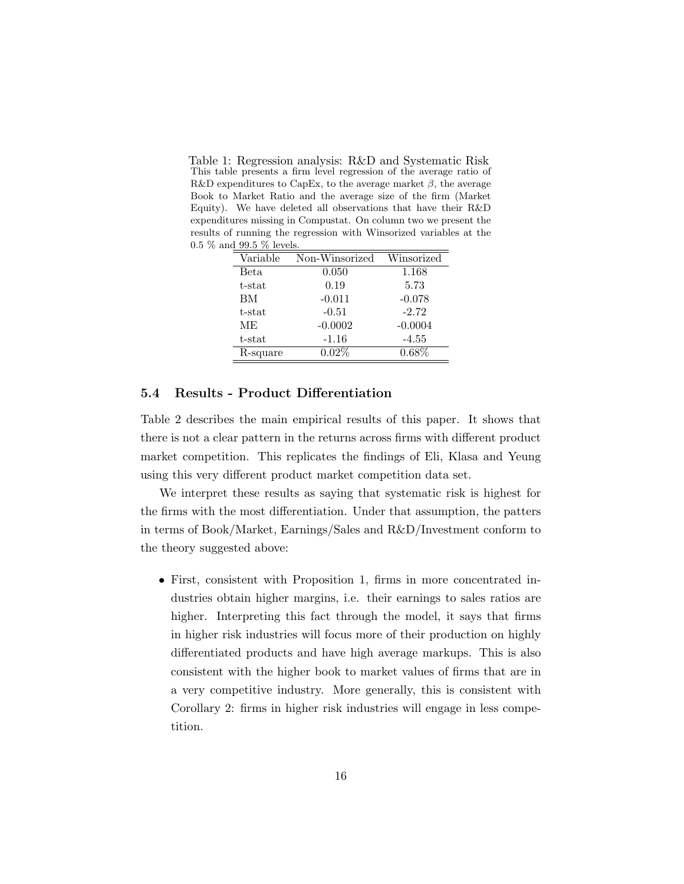Table 1: Regression analysis: R&D and Systematic Risk

This table presents a firm level regression of the average ratio of R&D expenditures to CapEx, to the average market $\beta$, the average Book to Market Ratio and the average size of the firm (Market Equity). We have deleted all observations that have their R&D expenditures missing in Compustat. On column two we present the results of running the regression with Winsorized variables at the 0.5 % and 99.5 % levels.

| Variable | Non-Winsorized | Winsorized |
|---|---|---|
| Beta | 0.050 | 1.168 |
| t-stat | 0.19 | 5.73 |
| BM | -0.011 | -0.078 |
| t-stat | -0.51 | -2.72 |
| ME | -0.0002 | -0.0004 |
| t-stat | -1.16 | -4.55 |
| R-square | 0.02% | 0.68% |

### 5.4 Results - Product Differentiation

Table 2 describes the main empirical results of this paper. It shows that there is not a clear pattern in the returns across firms with different product market competition. This replicates the findings of Eli, Klasa and Yeung using this very different product market competition data set.

We interpret these results as saying that systematic risk is highest for the firms with the most differentiation. Under that assumption, the patters in terms of Book/Market, Earnings/Sales and R&D/Investment conform to the theory suggested above:

- First, consistent with Proposition 1, firms in more concentrated industries obtain higher margins, i.e. their earnings to sales ratios are higher. Interpreting this fact through the model, it says that firms in higher risk industries will focus more of their production on highly differentiated products and have high average markups. This is also consistent with the higher book to market values of firms that are in a very competitive industry. More generally, this is consistent with Corollary 2: firms in higher risk industries will engage in less competition.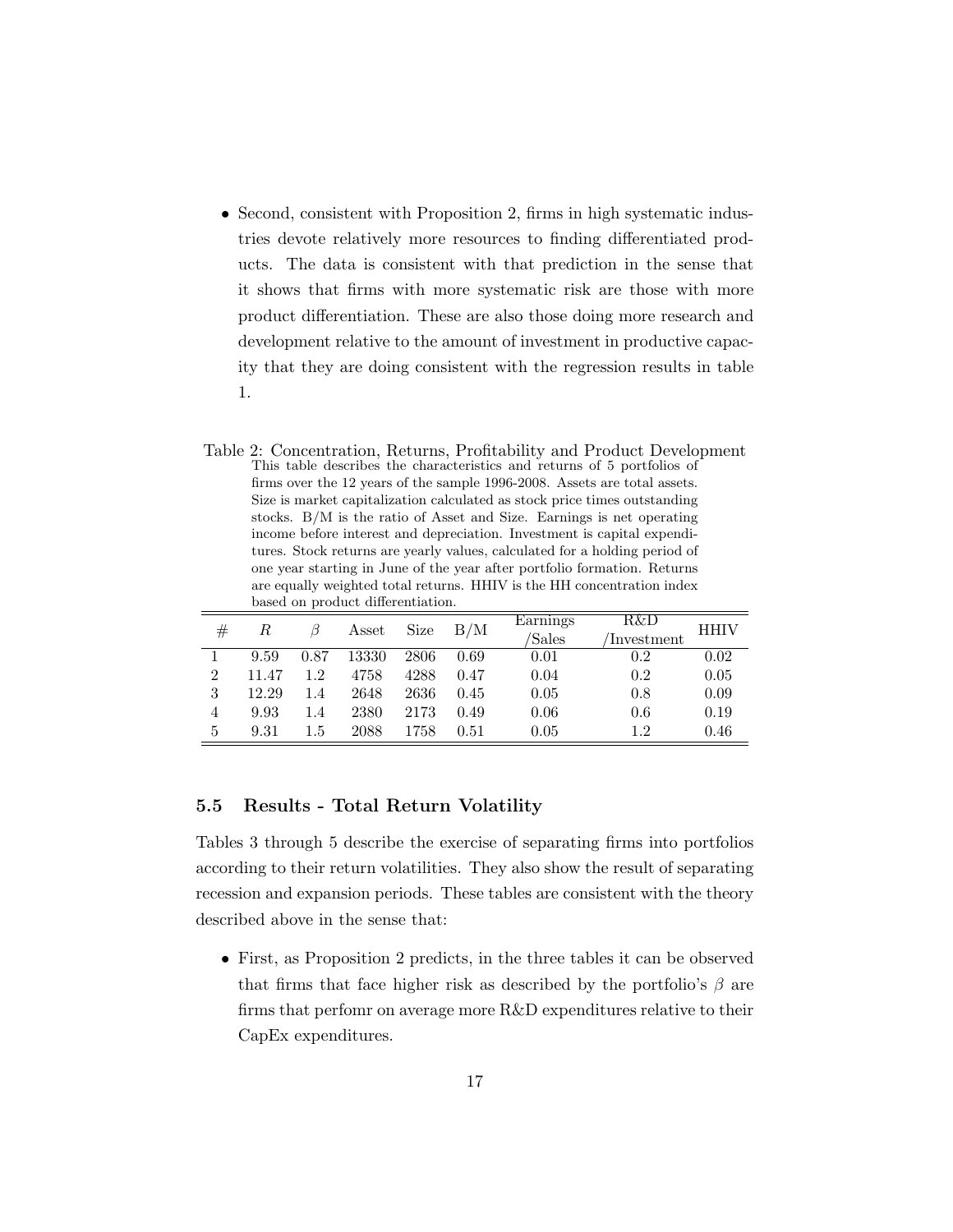- Second, consistent with Proposition 2, firms in high systematic industries devote relatively more resources to finding differentiated products. The data is consistent with that prediction in the sense that it shows that firms with more systematic risk are those with more product differentiation. These are also those doing more research and development relative to the amount of investment in productive capacity that they are doing consistent with the regression results in table 1.

Table 2: Concentration, Returns, Profitability and Product Development

This table describes the characteristics and returns of 5 portfolios of firms over the 12 years of the sample 1996-2008. Assets are total assets. Size is market capitalization calculated as stock price times outstanding stocks. B/M is the ratio of Asset and Size. Earnings is net operating income before interest and depreciation. Investment is capital expenditures. Stock returns are yearly values, calculated for a holding period of one year starting in June of the year after portfolio formation. Returns are equally weighted total returns. HHIV is the HH concentration index based on product differentiation.

| # | $R$ | $\beta$ | Asset | Size | B/M | Earnings /Sales | R&D /Investment | HHIV |
|---|---|---|---|---|---|---|---|---|
| 1 | 9.59 | 0.87 | 13330 | 2806 | 0.69 | 0.01 | 0.2 | 0.02 |
| 2 | 11.47 | 1.2 | 4758 | 4288 | 0.47 | 0.04 | 0.2 | 0.05 |
| 3 | 12.29 | 1.4 | 2648 | 2636 | 0.45 | 0.05 | 0.8 | 0.09 |
| 4 | 9.93 | 1.4 | 2380 | 2173 | 0.49 | 0.06 | 0.6 | 0.19 |
| 5 | 9.31 | 1.5 | 2088 | 1758 | 0.51 | 0.05 | 1.2 | 0.46 |

### 5.5 Results - Total Return Volatility

Tables 3 through 5 describe the exercise of separating firms into portfolios according to their return volatilities. They also show the result of separating recession and expansion periods. These tables are consistent with the theory described above in the sense that:

- First, as Proposition 2 predicts, in the three tables it can be observed that firms that face higher risk as described by the portfolio's $\beta$ are firms that perfomr on average more R&D expenditures relative to their CapEx expenditures.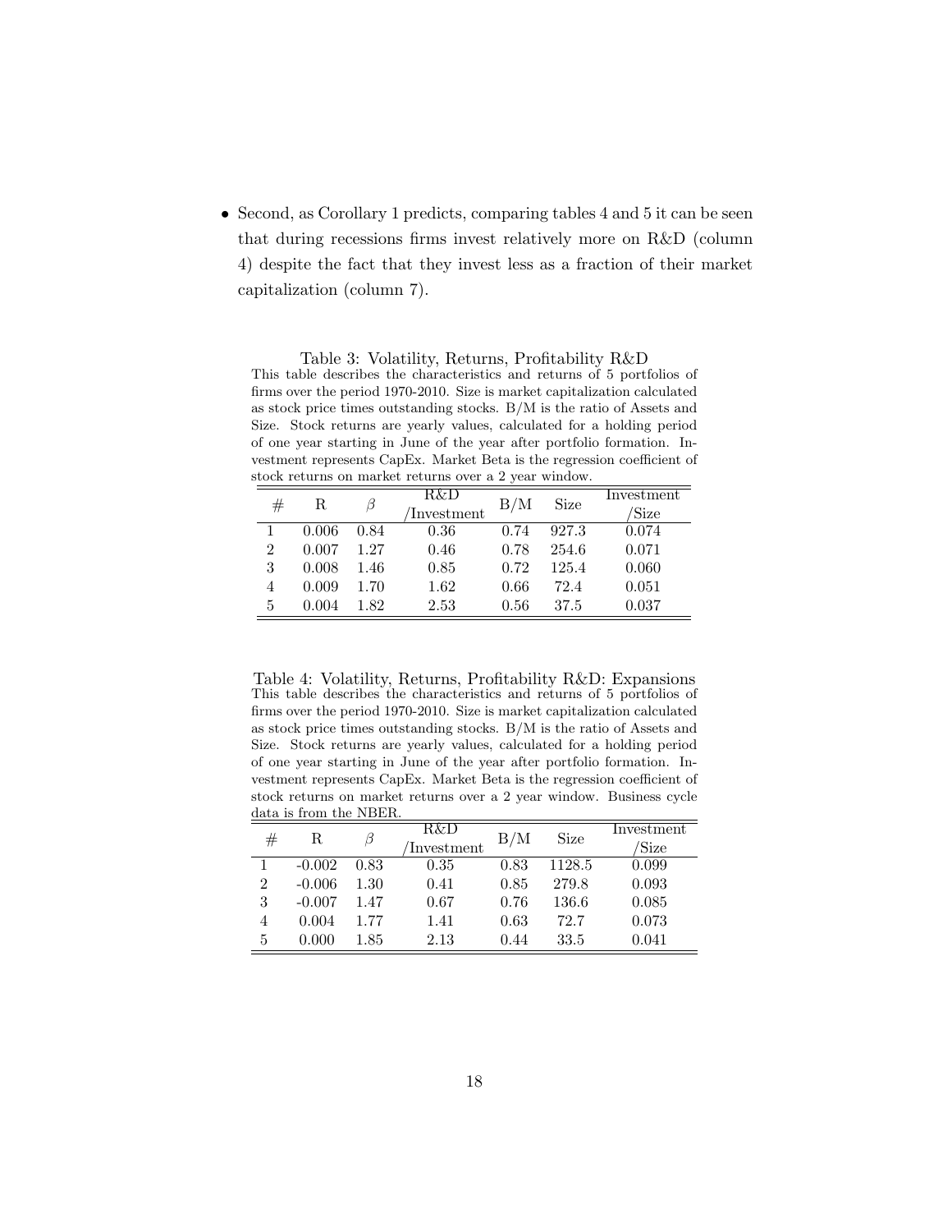- Second, as Corollary 1 predicts, comparing tables 4 and 5 it can be seen that during recessions firms invest relatively more on R&D (column 4) despite the fact that they invest less as a fraction of their market capitalization (column 7).

Table 3: Volatility, Returns, Profitability R&D
This table describes the characteristics and returns of 5 portfolios of firms over the period 1970-2010. Size is market capitalization calculated as stock price times outstanding stocks. B/M is the ratio of Assets and Size. Stock returns are yearly values, calculated for a holding period of one year starting in June of the year after portfolio formation. Investment represents CapEx. Market Beta is the regression coefficient of stock returns on market returns over a 2 year window.

| # | R | $\beta$ | R&D /Investment | B/M | Size | Investment /Size |
|---|---|---|---|---|---|---|
| 1 | 0.006 | 0.84 | 0.36 | 0.74 | 927.3 | 0.074 |
| 2 | 0.007 | 1.27 | 0.46 | 0.78 | 254.6 | 0.071 |
| 3 | 0.008 | 1.46 | 0.85 | 0.72 | 125.4 | 0.060 |
| 4 | 0.009 | 1.70 | 1.62 | 0.66 | 72.4 | 0.051 |
| 5 | 0.004 | 1.82 | 2.53 | 0.56 | 37.5 | 0.037 |

Table 4: Volatility, Returns, Profitability R&D: Expansions
This table describes the characteristics and returns of 5 portfolios of firms over the period 1970-2010. Size is market capitalization calculated as stock price times outstanding stocks. B/M is the ratio of Assets and Size. Stock returns are yearly values, calculated for a holding period of one year starting in June of the year after portfolio formation. Investment represents CapEx. Market Beta is the regression coefficient of stock returns on market returns over a 2 year window. Business cycle data is from the NBER.

| # | R | $\beta$ | R&D /Investment | B/M | Size | Investment /Size |
|---|---|---|---|---|---|---|
| 1 | -0.002 | 0.83 | 0.35 | 0.83 | 1128.5 | 0.099 |
| 2 | -0.006 | 1.30 | 0.41 | 0.85 | 279.8 | 0.093 |
| 3 | -0.007 | 1.47 | 0.67 | 0.76 | 136.6 | 0.085 |
| 4 | 0.004 | 1.77 | 1.41 | 0.63 | 72.7 | 0.073 |
| 5 | 0.000 | 1.85 | 2.13 | 0.44 | 33.5 | 0.041 |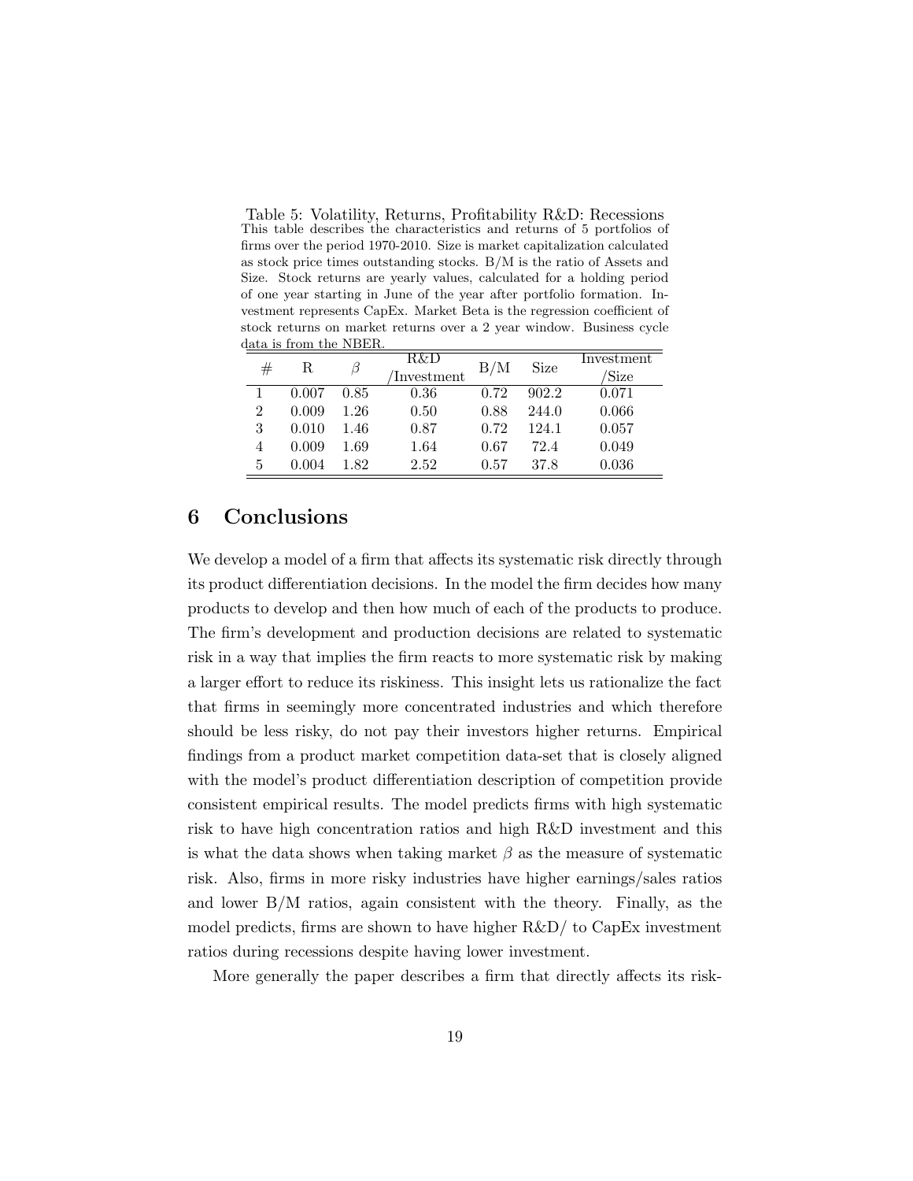Table 5: Volatility, Returns, Profitability R&D: Recessions

This table describes the characteristics and returns of 5 portfolios of firms over the period 1970-2010. Size is market capitalization calculated as stock price times outstanding stocks. B/M is the ratio of Assets and Size. Stock returns are yearly values, calculated for a holding period of one year starting in June of the year after portfolio formation. Investment represents CapEx. Market Beta is the regression coefficient of stock returns on market returns over a 2 year window. Business cycle data is from the NBER.

| # | R | $\beta$ | R&D /Investment | B/M | Size | Investment /Size |
|---|---|---|---|---|---|---|
| 1 | 0.007 | 0.85 | 0.36 | 0.72 | 902.2 | 0.071 |
| 2 | 0.009 | 1.26 | 0.50 | 0.88 | 244.0 | 0.066 |
| 3 | 0.010 | 1.46 | 0.87 | 0.72 | 124.1 | 0.057 |
| 4 | 0.009 | 1.69 | 1.64 | 0.67 | 72.4 | 0.049 |
| 5 | 0.004 | 1.82 | 2.52 | 0.57 | 37.8 | 0.036 |

# 6 Conclusions

We develop a model of a firm that affects its systematic risk directly through its product differentiation decisions. In the model the firm decides how many products to develop and then how much of each of the products to produce. The firm's development and production decisions are related to systematic risk in a way that implies the firm reacts to more systematic risk by making a larger effort to reduce its riskiness. This insight lets us rationalize the fact that firms in seemingly more concentrated industries and which therefore should be less risky, do not pay their investors higher returns. Empirical findings from a product market competition data-set that is closely aligned with the model's product differentiation description of competition provide consistent empirical results. The model predicts firms with high systematic risk to have high concentration ratios and high R&D investment and this is what the data shows when taking market $\beta$ as the measure of systematic risk. Also, firms in more risky industries have higher earnings/sales ratios and lower B/M ratios, again consistent with the theory. Finally, as the model predicts, firms are shown to have higher R&D/ to CapEx investment ratios during recessions despite having lower investment.

More generally the paper describes a firm that directly affects its risk-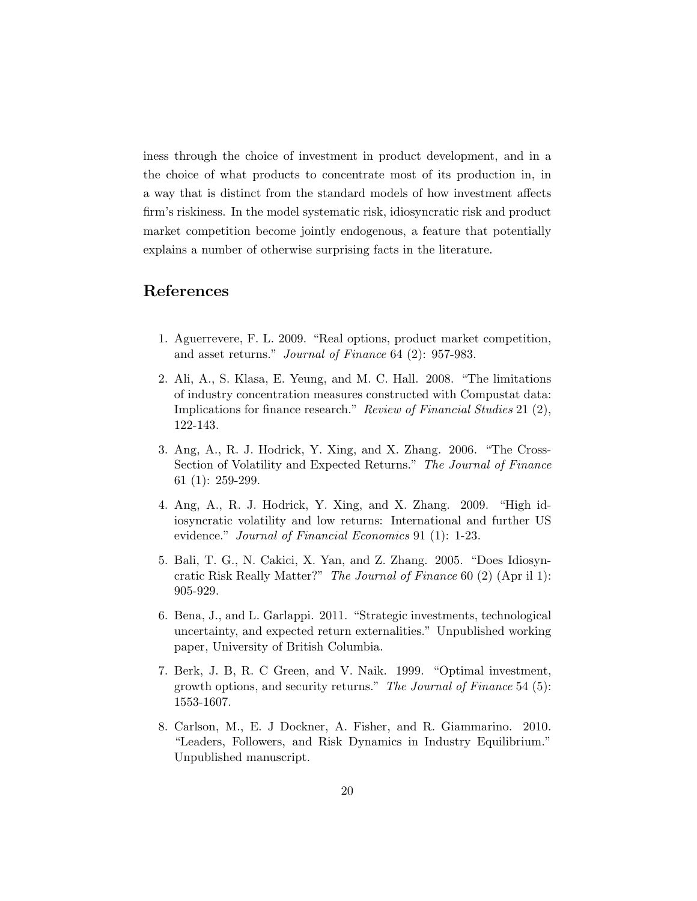iness through the choice of investment in product development, and in a the choice of what products to concentrate most of its production in, in a way that is distinct from the standard models of how investment affects firm's riskiness. In the model systematic risk, idiosyncratic risk and product market competition become jointly endogenous, a feature that potentially explains a number of otherwise surprising facts in the literature.

## References

1. Aguerrevere, F. L. 2009. "Real options, product market competition, and asset returns." *Journal of Finance* 64 (2): 957-983.
2. Ali, A., S. Klasa, E. Yeung, and M. C. Hall. 2008. "The limitations of industry concentration measures constructed with Compustat data: Implications for finance research." *Review of Financial Studies* 21 (2), 122-143.
3. Ang, A., R. J. Hodrick, Y. Xing, and X. Zhang. 2006. "The Cross-Section of Volatility and Expected Returns." *The Journal of Finance* 61 (1): 259-299.
4. Ang, A., R. J. Hodrick, Y. Xing, and X. Zhang. 2009. "High idiosyncratic volatility and low returns: International and further US evidence." *Journal of Financial Economics* 91 (1): 1-23.
5. Bali, T. G., N. Cakici, X. Yan, and Z. Zhang. 2005. "Does Idiosyncratic Risk Really Matter?" *The Journal of Finance* 60 (2) (Apr il 1): 905-929.
6. Bena, J., and L. Garlappi. 2011. "Strategic investments, technological uncertainty, and expected return externalities." Unpublished working paper, University of British Columbia.
7. Berk, J. B, R. C Green, and V. Naik. 1999. "Optimal investment, growth options, and security returns." *The Journal of Finance* 54 (5): 1553-1607.
8. Carlson, M., E. J Dockner, A. Fisher, and R. Giammarino. 2010. "Leaders, Followers, and Risk Dynamics in Industry Equilibrium." Unpublished manuscript.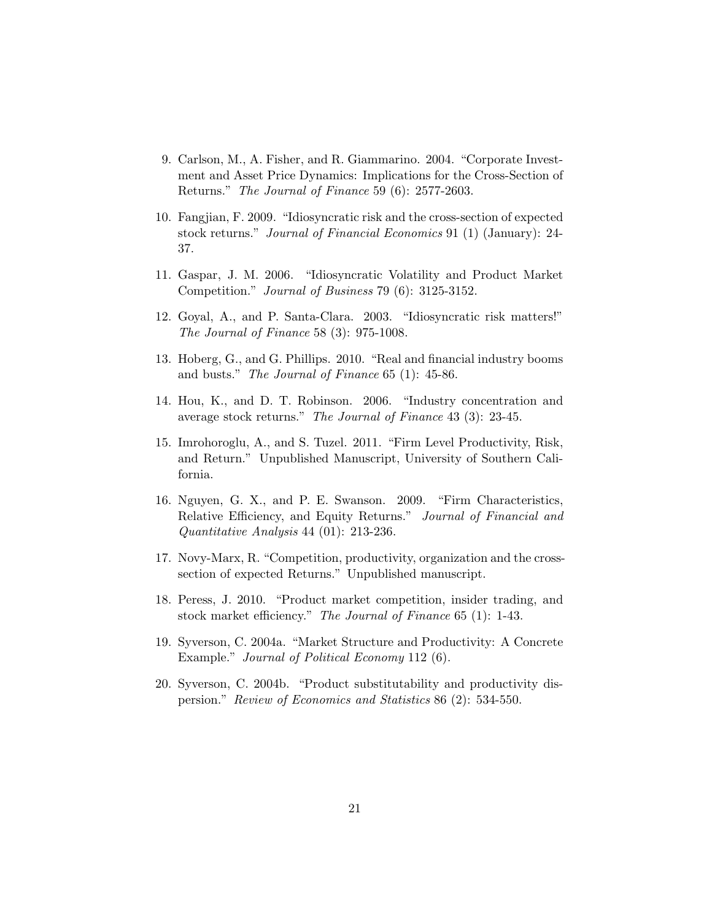9. Carlson, M., A. Fisher, and R. Giammarino. 2004. "Corporate Investment and Asset Price Dynamics: Implications for the Cross-Section of Returns." *The Journal of Finance* 59 (6): 2577-2603.

10. Fangjian, F. 2009. "Idiosyncratic risk and the cross-section of expected stock returns." *Journal of Financial Economics* 91 (1) (January): 24-37.

11. Gaspar, J. M. 2006. "Idiosyncratic Volatility and Product Market Competition." *Journal of Business* 79 (6): 3125-3152.

12. Goyal, A., and P. Santa-Clara. 2003. "Idiosyncratic risk matters!" *The Journal of Finance* 58 (3): 975-1008.

13. Hoberg, G., and G. Phillips. 2010. "Real and financial industry booms and busts." *The Journal of Finance* 65 (1): 45-86.

14. Hou, K., and D. T. Robinson. 2006. "Industry concentration and average stock returns." *The Journal of Finance* 43 (3): 23-45.

15. Imrohoroglu, A., and S. Tuzel. 2011. "Firm Level Productivity, Risk, and Return." Unpublished Manuscript, University of Southern California.

16. Nguyen, G. X., and P. E. Swanson. 2009. "Firm Characteristics, Relative Efficiency, and Equity Returns." *Journal of Financial and Quantitative Analysis* 44 (01): 213-236.

17. Novy-Marx, R. "Competition, productivity, organization and the cross-section of expected Returns." Unpublished manuscript.

18. Peress, J. 2010. "Product market competition, insider trading, and stock market efficiency." *The Journal of Finance* 65 (1): 1-43.

19. Syverson, C. 2004a. "Market Structure and Productivity: A Concrete Example." *Journal of Political Economy* 112 (6).

20. Syverson, C. 2004b. "Product substitutability and productivity dispersion." *Review of Economics and Statistics* 86 (2): 534-550.